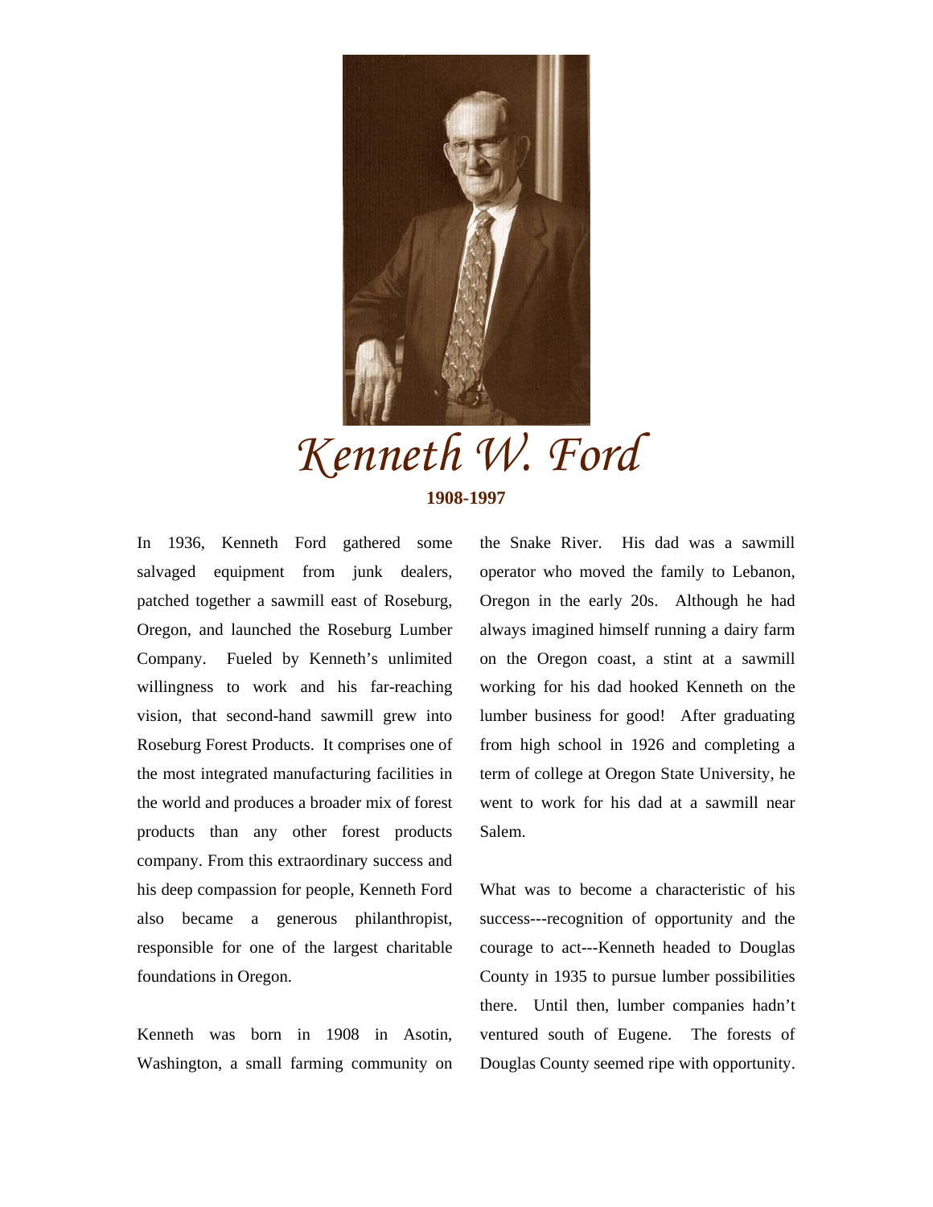# *Kenneth W. Ford*

**1908-1997**

In 1936, Kenneth Ford gathered some salvaged equipment from junk dealers, patched together a sawmill east of Roseburg, Oregon, and launched the Roseburg Lumber Company. Fueled by Kenneth's unlimited willingness to work and his far-reaching vision, that second-hand sawmill grew into Roseburg Forest Products. It comprises one of the most integrated manufacturing facilities in the world and produces a broader mix of forest products than any other forest products company. From this extraordinary success and his deep compassion for people, Kenneth Ford also became a generous philanthropist, responsible for one of the largest charitable foundations in Oregon.

Kenneth was born in 1908 in Asotin, Washington, a small farming community on the Snake River. His dad was a sawmill operator who moved the family to Lebanon, Oregon in the early 20s. Although he had always imagined himself running a dairy farm on the Oregon coast, a stint at a sawmill working for his dad hooked Kenneth on the lumber business for good! After graduating from high school in 1926 and completing a term of college at Oregon State University, he went to work for his dad at a sawmill near Salem.

What was to become a characteristic of his success---recognition of opportunity and the courage to act---Kenneth headed to Douglas County in 1935 to pursue lumber possibilities there. Until then, lumber companies hadn't ventured south of Eugene. The forests of Douglas County seemed ripe with opportunity.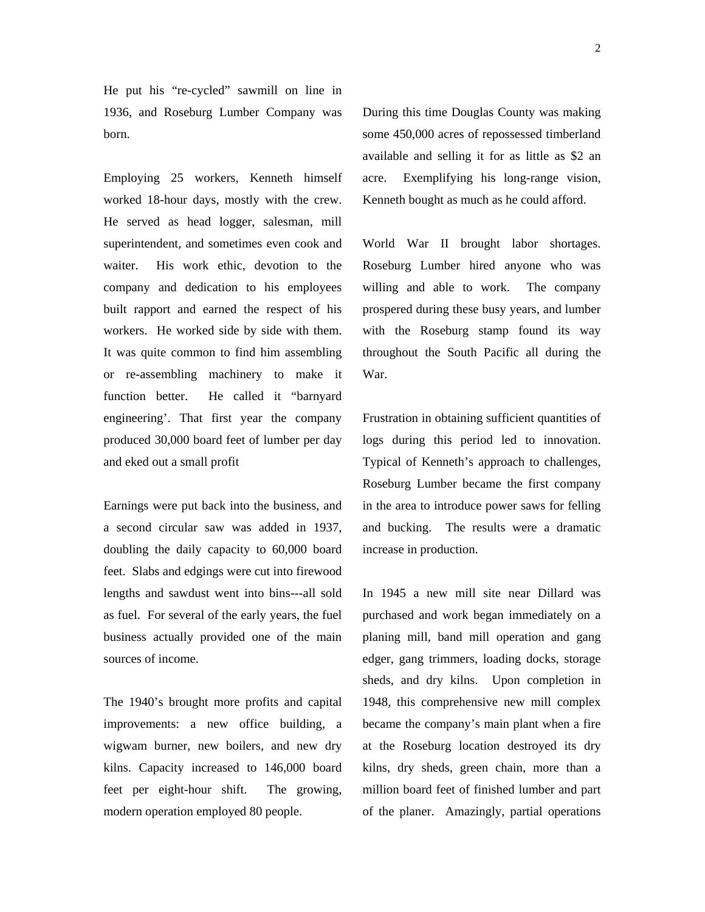He put his "re-cycled" sawmill on line in 1936, and Roseburg Lumber Company was born.

Employing 25 workers, Kenneth himself worked 18-hour days, mostly with the crew. He served as head logger, salesman, mill superintendent, and sometimes even cook and waiter. His work ethic, devotion to the company and dedication to his employees built rapport and earned the respect of his workers. He worked side by side with them. It was quite common to find him assembling or re-assembling machinery to make it function better. He called it "barnyard engineering'. That first year the company produced 30,000 board feet of lumber per day and eked out a small profit

Earnings were put back into the business, and a second circular saw was added in 1937, doubling the daily capacity to 60,000 board feet. Slabs and edgings were cut into firewood lengths and sawdust went into bins---all sold as fuel. For several of the early years, the fuel business actually provided one of the main sources of income.

The 1940's brought more profits and capital improvements: a new office building, a wigwam burner, new boilers, and new dry kilns. Capacity increased to 146,000 board feet per eight-hour shift. The growing, modern operation employed 80 people.

During this time Douglas County was making some 450,000 acres of repossessed timberland available and selling it for as little as $2 an acre. Exemplifying his long-range vision, Kenneth bought as much as he could afford.

World War II brought labor shortages. Roseburg Lumber hired anyone who was willing and able to work. The company prospered during these busy years, and lumber with the Roseburg stamp found its way throughout the South Pacific all during the War.

Frustration in obtaining sufficient quantities of logs during this period led to innovation. Typical of Kenneth's approach to challenges, Roseburg Lumber became the first company in the area to introduce power saws for felling and bucking. The results were a dramatic increase in production.

In 1945 a new mill site near Dillard was purchased and work began immediately on a planing mill, band mill operation and gang edger, gang trimmers, loading docks, storage sheds, and dry kilns. Upon completion in 1948, this comprehensive new mill complex became the company's main plant when a fire at the Roseburg location destroyed its dry kilns, dry sheds, green chain, more than a million board feet of finished lumber and part of the planer. Amazingly, partial operations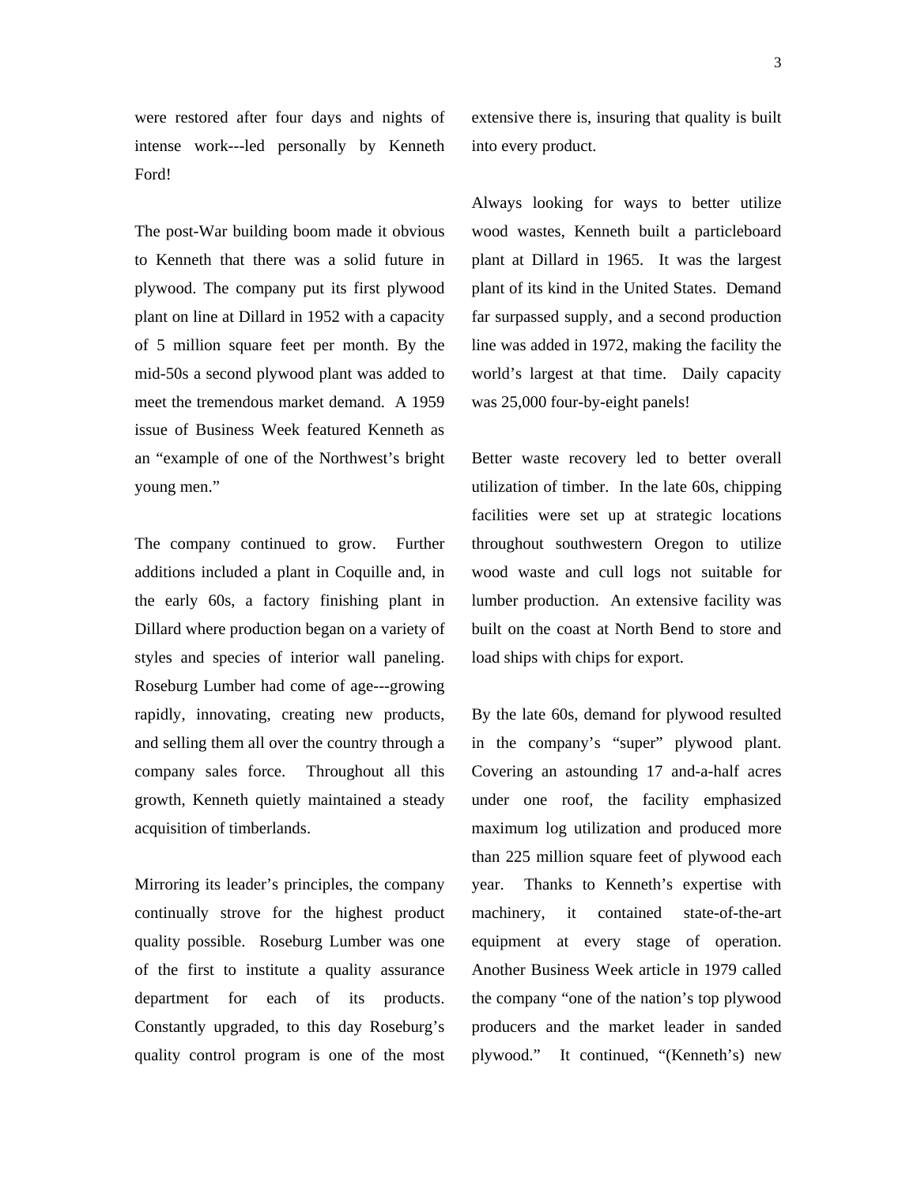were restored after four days and nights of intense work---led personally by Kenneth Ford!

The post-War building boom made it obvious to Kenneth that there was a solid future in plywood. The company put its first plywood plant on line at Dillard in 1952 with a capacity of 5 million square feet per month. By the mid-50s a second plywood plant was added to meet the tremendous market demand. A 1959 issue of Business Week featured Kenneth as an "example of one of the Northwest's bright young men."

The company continued to grow. Further additions included a plant in Coquille and, in the early 60s, a factory finishing plant in Dillard where production began on a variety of styles and species of interior wall paneling. Roseburg Lumber had come of age---growing rapidly, innovating, creating new products, and selling them all over the country through a company sales force. Throughout all this growth, Kenneth quietly maintained a steady acquisition of timberlands.

Mirroring its leader's principles, the company continually strove for the highest product quality possible. Roseburg Lumber was one of the first to institute a quality assurance department for each of its products. Constantly upgraded, to this day Roseburg's quality control program is one of the most extensive there is, insuring that quality is built into every product.

Always looking for ways to better utilize wood wastes, Kenneth built a particleboard plant at Dillard in 1965. It was the largest plant of its kind in the United States. Demand far surpassed supply, and a second production line was added in 1972, making the facility the world's largest at that time. Daily capacity was 25,000 four-by-eight panels!

Better waste recovery led to better overall utilization of timber. In the late 60s, chipping facilities were set up at strategic locations throughout southwestern Oregon to utilize wood waste and cull logs not suitable for lumber production. An extensive facility was built on the coast at North Bend to store and load ships with chips for export.

By the late 60s, demand for plywood resulted in the company's "super" plywood plant. Covering an astounding 17 and-a-half acres under one roof, the facility emphasized maximum log utilization and produced more than 225 million square feet of plywood each year. Thanks to Kenneth's expertise with machinery, it contained state-of-the-art equipment at every stage of operation. Another Business Week article in 1979 called the company "one of the nation's top plywood producers and the market leader in sanded plywood." It continued, "(Kenneth's) new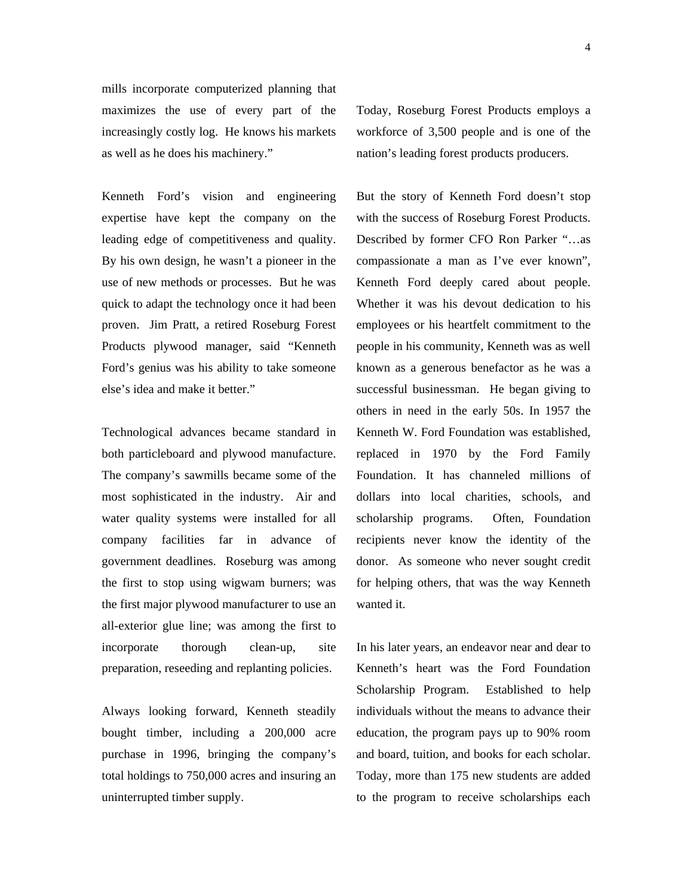mills incorporate computerized planning that maximizes the use of every part of the increasingly costly log. He knows his markets as well as he does his machinery."

Kenneth Ford's vision and engineering expertise have kept the company on the leading edge of competitiveness and quality. By his own design, he wasn't a pioneer in the use of new methods or processes. But he was quick to adapt the technology once it had been proven. Jim Pratt, a retired Roseburg Forest Products plywood manager, said "Kenneth Ford's genius was his ability to take someone else's idea and make it better."

Technological advances became standard in both particleboard and plywood manufacture. The company's sawmills became some of the most sophisticated in the industry. Air and water quality systems were installed for all company facilities far in advance of government deadlines. Roseburg was among the first to stop using wigwam burners; was the first major plywood manufacturer to use an all-exterior glue line; was among the first to incorporate thorough clean-up, site preparation, reseeding and replanting policies.

Always looking forward, Kenneth steadily bought timber, including a 200,000 acre purchase in 1996, bringing the company's total holdings to 750,000 acres and insuring an uninterrupted timber supply.

Today, Roseburg Forest Products employs a workforce of 3,500 people and is one of the nation's leading forest products producers.

But the story of Kenneth Ford doesn't stop with the success of Roseburg Forest Products. Described by former CFO Ron Parker "…as compassionate a man as I've ever known", Kenneth Ford deeply cared about people. Whether it was his devout dedication to his employees or his heartfelt commitment to the people in his community, Kenneth was as well known as a generous benefactor as he was a successful businessman. He began giving to others in need in the early 50s. In 1957 the Kenneth W. Ford Foundation was established, replaced in 1970 by the Ford Family Foundation. It has channeled millions of dollars into local charities, schools, and scholarship programs. Often, Foundation recipients never know the identity of the donor. As someone who never sought credit for helping others, that was the way Kenneth wanted it.

In his later years, an endeavor near and dear to Kenneth's heart was the Ford Foundation Scholarship Program. Established to help individuals without the means to advance their education, the program pays up to 90% room and board, tuition, and books for each scholar. Today, more than 175 new students are added to the program to receive scholarships each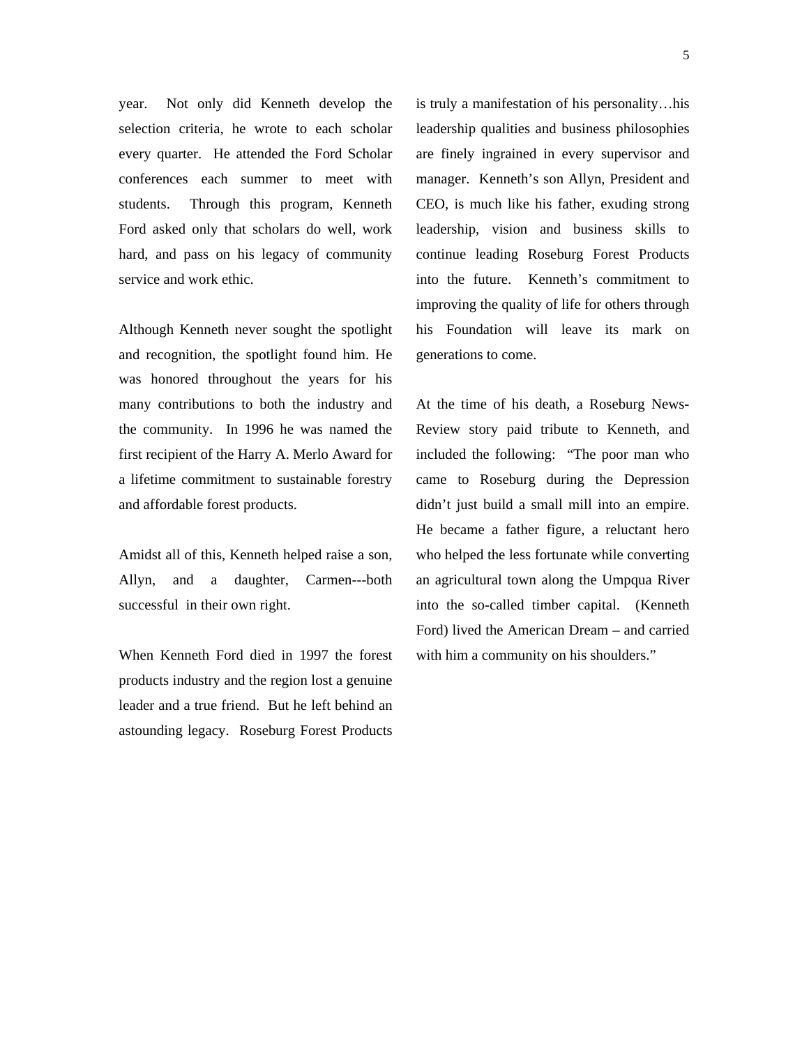year. Not only did Kenneth develop the selection criteria, he wrote to each scholar every quarter. He attended the Ford Scholar conferences each summer to meet with students. Through this program, Kenneth Ford asked only that scholars do well, work hard, and pass on his legacy of community service and work ethic.

Although Kenneth never sought the spotlight and recognition, the spotlight found him. He was honored throughout the years for his many contributions to both the industry and the community. In 1996 he was named the first recipient of the Harry A. Merlo Award for a lifetime commitment to sustainable forestry and affordable forest products.

Amidst all of this, Kenneth helped raise a son, Allyn, and a daughter, Carmen---both successful in their own right.

When Kenneth Ford died in 1997 the forest products industry and the region lost a genuine leader and a true friend. But he left behind an astounding legacy. Roseburg Forest Products is truly a manifestation of his personality…his leadership qualities and business philosophies are finely ingrained in every supervisor and manager. Kenneth's son Allyn, President and CEO, is much like his father, exuding strong leadership, vision and business skills to continue leading Roseburg Forest Products into the future. Kenneth's commitment to improving the quality of life for others through his Foundation will leave its mark on generations to come.

At the time of his death, a Roseburg News-Review story paid tribute to Kenneth, and included the following: "The poor man who came to Roseburg during the Depression didn't just build a small mill into an empire. He became a father figure, a reluctant hero who helped the less fortunate while converting an agricultural town along the Umpqua River into the so-called timber capital. (Kenneth Ford) lived the American Dream – and carried with him a community on his shoulders."